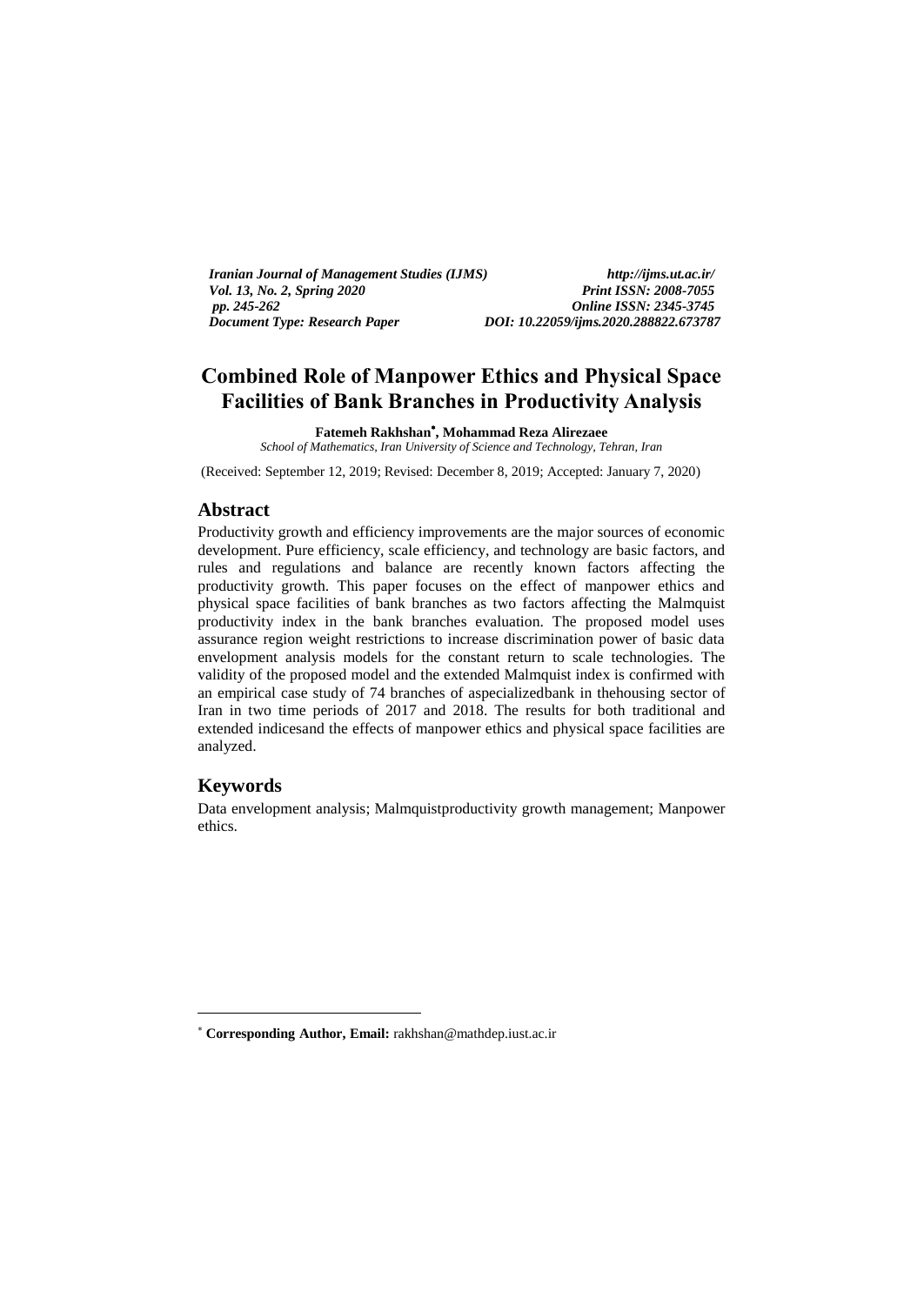*Iranian Journal of Management Studies (IJMS)* *http://ijms.ut.ac.ir/*
*Vol. 13, No. 2, Spring 2020* *Print ISSN: 2008-7055*
*pp. 245-262* *Online ISSN: 2345-3745*
*Document Type: Research Paper* *DOI: 10.22059/ijms.2020.288822.673787*

# Combined Role of Manpower Ethics and Physical Space Facilities of Bank Branches in Productivity Analysis

**Fatemeh Rakhshan***, **Mohammad Reza Alirezaee**

*School of Mathematics, Iran University of Science and Technology, Tehran, Iran*

(Received: September 12, 2019; Revised: December 8, 2019; Accepted: January 7, 2020)

## Abstract

Productivity growth and efficiency improvements are the major sources of economic development. Pure efficiency, scale efficiency, and technology are basic factors, and rules and regulations and balance are recently known factors affecting the productivity growth. This paper focuses on the effect of manpower ethics and physical space facilities of bank branches as two factors affecting the Malmquist productivity index in the bank branches evaluation. The proposed model uses assurance region weight restrictions to increase discrimination power of basic data envelopment analysis models for the constant return to scale technologies. The validity of the proposed model and the extended Malmquist index is confirmed with an empirical case study of 74 branches of aspecializedbank in thehousing sector of Iran in two time periods of 2017 and 2018. The results for both traditional and extended indicesand the effects of manpower ethics and physical space facilities are analyzed.

## Keywords

Data envelopment analysis; Malmquistproductivity growth management; Manpower ethics.

---

* **Corresponding Author, Email:** rakhshan@mathdep.iust.ac.ir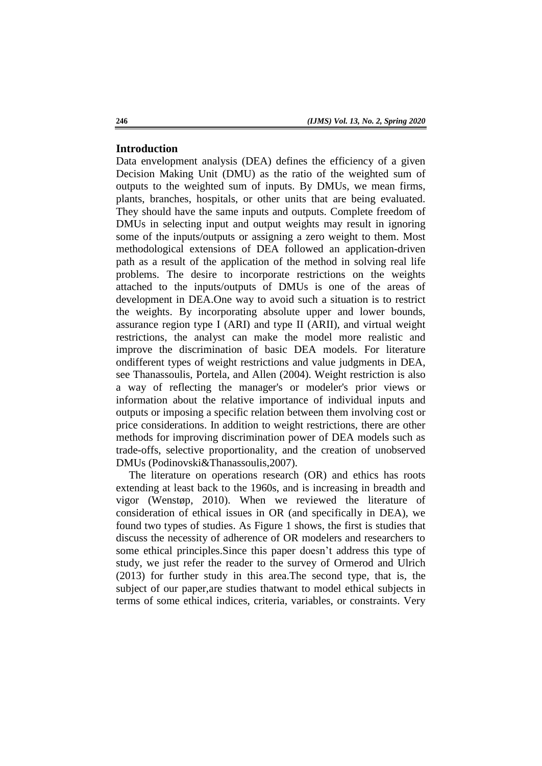## Introduction

Data envelopment analysis (DEA) defines the efficiency of a given Decision Making Unit (DMU) as the ratio of the weighted sum of outputs to the weighted sum of inputs. By DMUs, we mean firms, plants, branches, hospitals, or other units that are being evaluated. They should have the same inputs and outputs. Complete freedom of DMUs in selecting input and output weights may result in ignoring some of the inputs/outputs or assigning a zero weight to them. Most methodological extensions of DEA followed an application-driven path as a result of the application of the method in solving real life problems. The desire to incorporate restrictions on the weights attached to the inputs/outputs of DMUs is one of the areas of development in DEA.One way to avoid such a situation is to restrict the weights. By incorporating absolute upper and lower bounds, assurance region type I (ARI) and type II (ARII), and virtual weight restrictions, the analyst can make the model more realistic and improve the discrimination of basic DEA models. For literature ondifferent types of weight restrictions and value judgments in DEA, see Thanassoulis, Portela, and Allen (2004). Weight restriction is also a way of reflecting the manager's or modeler's prior views or information about the relative importance of individual inputs and outputs or imposing a specific relation between them involving cost or price considerations. In addition to weight restrictions, there are other methods for improving discrimination power of DEA models such as trade-offs, selective proportionality, and the creation of unobserved DMUs (Podinovski&Thanassoulis,2007).

The literature on operations research (OR) and ethics has roots extending at least back to the 1960s, and is increasing in breadth and vigor (Wenstøp, 2010). When we reviewed the literature of consideration of ethical issues in OR (and specifically in DEA), we found two types of studies. As Figure 1 shows, the first is studies that discuss the necessity of adherence of OR modelers and researchers to some ethical principles.Since this paper doesn't address this type of study, we just refer the reader to the survey of Ormerod and Ulrich (2013) for further study in this area.The second type, that is, the subject of our paper,are studies thatwant to model ethical subjects in terms of some ethical indices, criteria, variables, or constraints. Very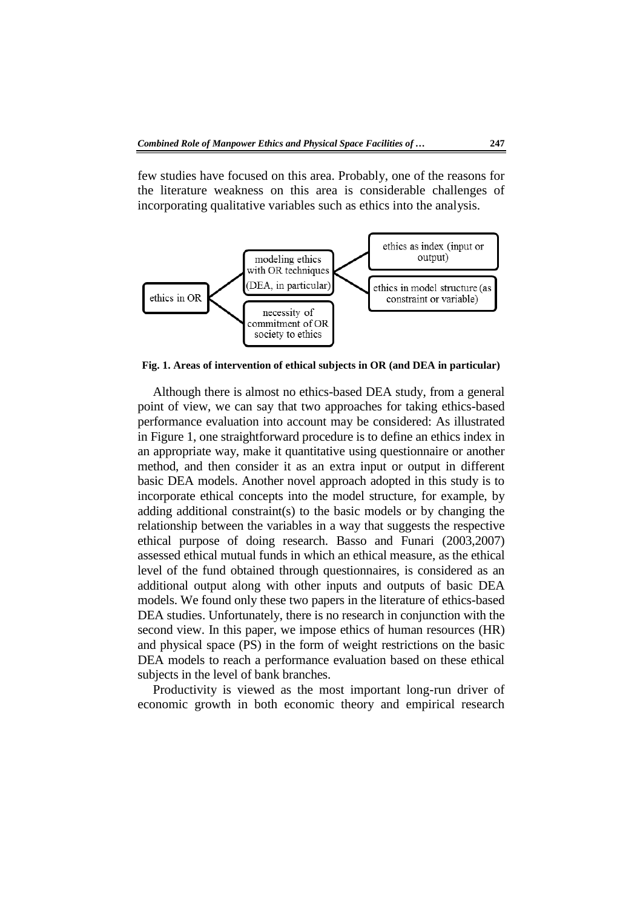few studies have focused on this area. Probably, one of the reasons for the literature weakness on this area is considerable challenges of incorporating qualitative variables such as ethics into the analysis.

ethics in OR

modeling ethics with OR techniques (DEA, in particular)

necessity of commitment of OR society to ethics

ethics as index (input or output)

ethics in model structure (as constraint or variable)

**Fig. 1. Areas of intervention of ethical subjects in OR (and DEA in particular)**

Although there is almost no ethics-based DEA study, from a general point of view, we can say that two approaches for taking ethics-based performance evaluation into account may be considered: As illustrated in Figure 1, one straightforward procedure is to define an ethics index in an appropriate way, make it quantitative using questionnaire or another method, and then consider it as an extra input or output in different basic DEA models. Another novel approach adopted in this study is to incorporate ethical concepts into the model structure, for example, by adding additional constraint(s) to the basic models or by changing the relationship between the variables in a way that suggests the respective ethical purpose of doing research. Basso and Funari (2003,2007) assessed ethical mutual funds in which an ethical measure, as the ethical level of the fund obtained through questionnaires, is considered as an additional output along with other inputs and outputs of basic DEA models. We found only these two papers in the literature of ethics-based DEA studies. Unfortunately, there is no research in conjunction with the second view. In this paper, we impose ethics of human resources (HR) and physical space (PS) in the form of weight restrictions on the basic DEA models to reach a performance evaluation based on these ethical subjects in the level of bank branches.

Productivity is viewed as the most important long-run driver of economic growth in both economic theory and empirical research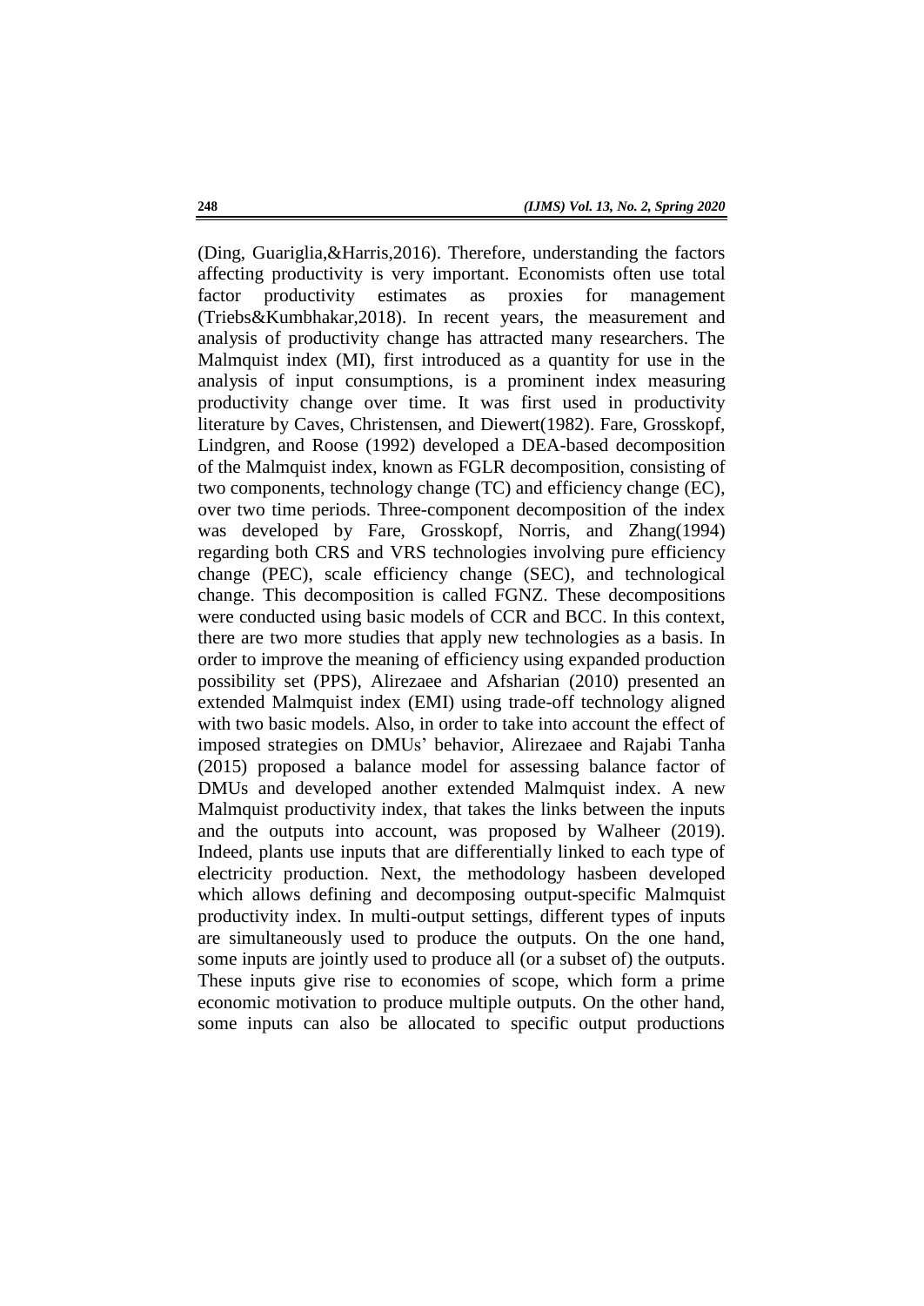(Ding, Guariglia,&Harris,2016). Therefore, understanding the factors affecting productivity is very important. Economists often use total factor productivity estimates as proxies for management (Triebs&Kumbhakar,2018). In recent years, the measurement and analysis of productivity change has attracted many researchers. The Malmquist index (MI), first introduced as a quantity for use in the analysis of input consumptions, is a prominent index measuring productivity change over time. It was first used in productivity literature by Caves, Christensen, and Diewert(1982). Fare, Grosskopf, Lindgren, and Roose (1992) developed a DEA-based decomposition of the Malmquist index, known as FGLR decomposition, consisting of two components, technology change (TC) and efficiency change (EC), over two time periods. Three-component decomposition of the index was developed by Fare, Grosskopf, Norris, and Zhang(1994) regarding both CRS and VRS technologies involving pure efficiency change (PEC), scale efficiency change (SEC), and technological change. This decomposition is called FGNZ. These decompositions were conducted using basic models of CCR and BCC. In this context, there are two more studies that apply new technologies as a basis. In order to improve the meaning of efficiency using expanded production possibility set (PPS), Alirezaee and Afsharian (2010) presented an extended Malmquist index (EMI) using trade-off technology aligned with two basic models. Also, in order to take into account the effect of imposed strategies on DMUs' behavior, Alirezaee and Rajabi Tanha (2015) proposed a balance model for assessing balance factor of DMUs and developed another extended Malmquist index. A new Malmquist productivity index, that takes the links between the inputs and the outputs into account, was proposed by Walheer (2019). Indeed, plants use inputs that are differentially linked to each type of electricity production. Next, the methodology hasbeen developed which allows defining and decomposing output-specific Malmquist productivity index. In multi-output settings, different types of inputs are simultaneously used to produce the outputs. On the one hand, some inputs are jointly used to produce all (or a subset of) the outputs. These inputs give rise to economies of scope, which form a prime economic motivation to produce multiple outputs. On the other hand, some inputs can also be allocated to specific output productions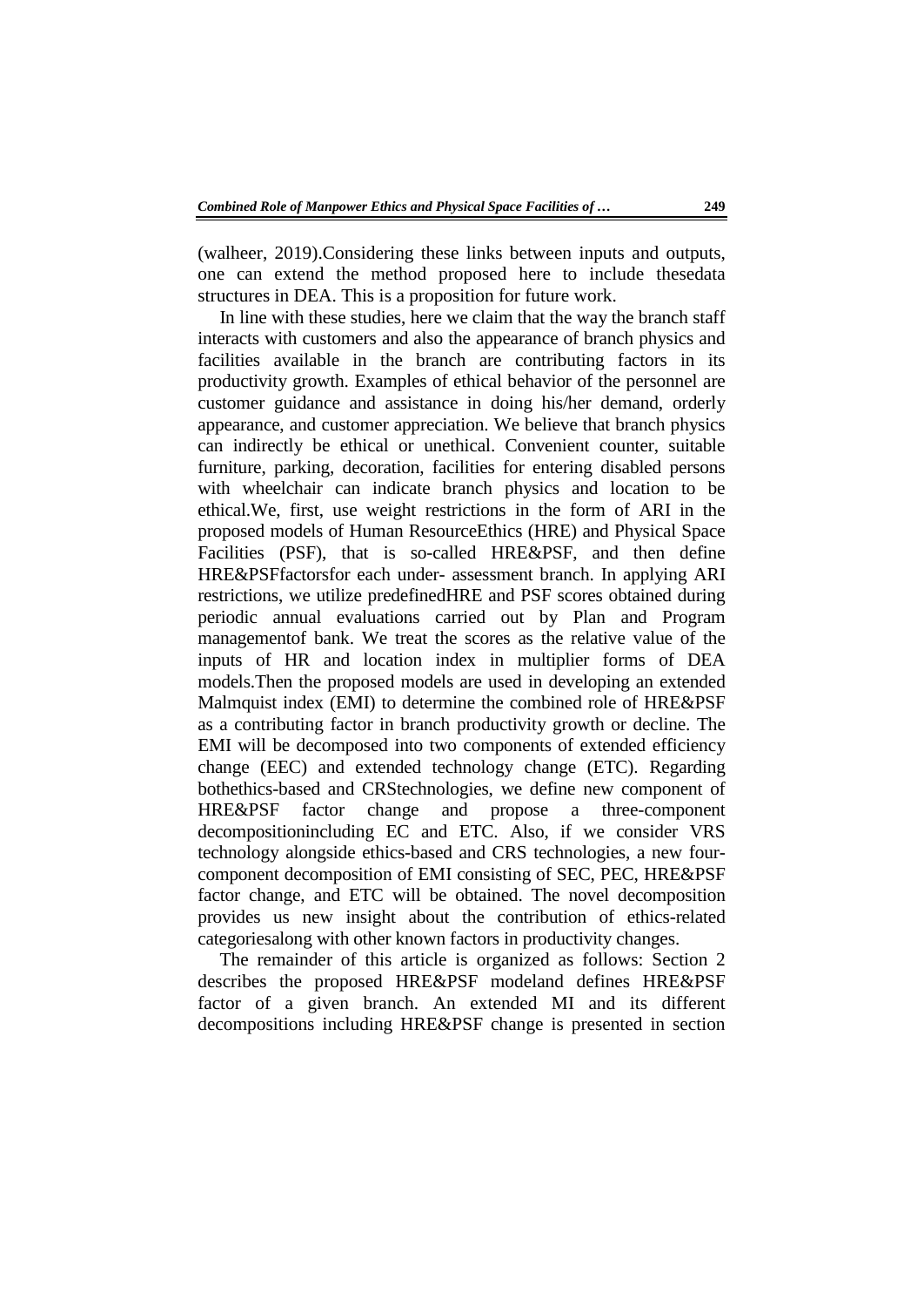(walheer, 2019).Considering these links between inputs and outputs, one can extend the method proposed here to include thesedata structures in DEA. This is a proposition for future work.

In line with these studies, here we claim that the way the branch staff interacts with customers and also the appearance of branch physics and facilities available in the branch are contributing factors in its productivity growth. Examples of ethical behavior of the personnel are customer guidance and assistance in doing his/her demand, orderly appearance, and customer appreciation. We believe that branch physics can indirectly be ethical or unethical. Convenient counter, suitable furniture, parking, decoration, facilities for entering disabled persons with wheelchair can indicate branch physics and location to be ethical.We, first, use weight restrictions in the form of ARI in the proposed models of Human ResourceEthics (HRE) and Physical Space Facilities (PSF), that is so-called HRE&PSF, and then define HRE&PSFfactorsfor each under- assessment branch. In applying ARI restrictions, we utilize predefinedHRE and PSF scores obtained during periodic annual evaluations carried out by Plan and Program managementof bank. We treat the scores as the relative value of the inputs of HR and location index in multiplier forms of DEA models.Then the proposed models are used in developing an extended Malmquist index (EMI) to determine the combined role of HRE&PSF as a contributing factor in branch productivity growth or decline. The EMI will be decomposed into two components of extended efficiency change (EEC) and extended technology change (ETC). Regarding bothethics-based and CRStechnologies, we define new component of HRE&PSF factor change and propose a three-component decompositionincluding EC and ETC. Also, if we consider VRS technology alongside ethics-based and CRS technologies, a new four-component decomposition of EMI consisting of SEC, PEC, HRE&PSF factor change, and ETC will be obtained. The novel decomposition provides us new insight about the contribution of ethics-related categoriesalong with other known factors in productivity changes.

The remainder of this article is organized as follows: Section 2 describes the proposed HRE&PSF modeland defines HRE&PSF factor of a given branch. An extended MI and its different decompositions including HRE&PSF change is presented in section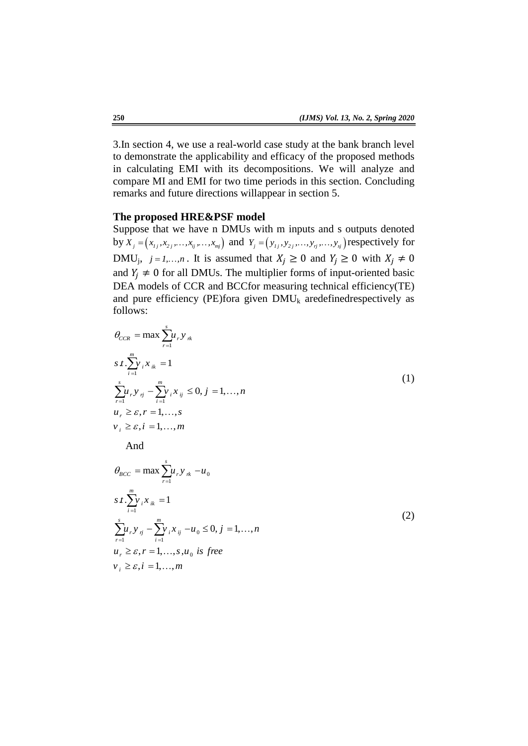3.In section 4, we use a real-world case study at the bank branch level to demonstrate the applicability and efficacy of the proposed methods in calculating EMI with its decompositions. We will analyze and compare MI and EMI for two time periods in this section. Concluding remarks and future directions willappear in section 5.

## The proposed HRE&PSF model

Suppose that we have n DMUs with m inputs and s outputs denoted by $X_j = (x_{1j}, x_{2j}, \ldots, x_{ij}, \ldots, x_{mj})$ and $Y_j = (y_{1j}, y_{2j}, \ldots, y_{rj}, \ldots, y_{sj})$ respectively for DMU$_j$, $j = 1, \ldots, n$. It is assumed that $X_j \geq 0$ and $Y_j \geq 0$ with $X_j \neq 0$ and $Y_j \neq 0$ for all DMUs. The multiplier forms of input-oriented basic DEA models of CCR and BCCfor measuring technical efficiency(TE) and pure efficiency (PE)fora given DMU$_k$ aredefinedrespectively as follows:

$$
\begin{aligned}
&\theta_{CCR} = \max \sum_{r=1}^{s} u_r y_{rk} \\
&s.t. \sum_{i=1}^{m} v_i x_{ik} = 1 \\
&\sum_{r=1}^{s} u_r y_{rj} - \sum_{i=1}^{m} v_i x_{ij} \leq 0, j = 1, \ldots, n \\
&u_r \geq \varepsilon, r = 1, \ldots, s \\
&v_i \geq \varepsilon, i = 1, \ldots, m
\end{aligned}
\tag{1}
$$

And

$$
\begin{aligned}
&\theta_{BCC} = \max \sum_{r=1}^{s} u_r y_{rk} - u_0 \\
&s.t. \sum_{i=1}^{m} v_i x_{ik} = 1 \\
&\sum_{r=1}^{s} u_r y_{rj} - \sum_{i=1}^{m} v_i x_{ij} - u_0 \leq 0, j = 1, \ldots, n \\
&u_r \geq \varepsilon, r = 1, \ldots, s, u_0 \text{ is free} \\
&v_i \geq \varepsilon, i = 1, \ldots, m
\end{aligned}
\tag{2}
$$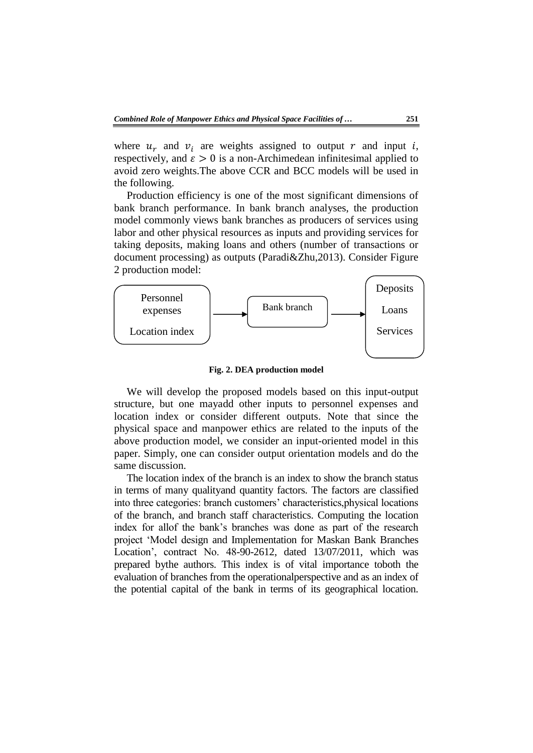where $u_r$ and $v_i$ are weights assigned to output $r$ and input $i$, respectively, and $\varepsilon > 0$ is a non-Archimedean infinitesimal applied to avoid zero weights.The above CCR and BCC models will be used in the following.

Production efficiency is one of the most significant dimensions of bank branch performance. In bank branch analyses, the production model commonly views bank branches as producers of services using labor and other physical resources as inputs and providing services for taking deposits, making loans and others (number of transactions or document processing) as outputs (Paradi&Zhu,2013). Consider Figure 2 production model:

Personnel expenses

Location index

Bank branch

Deposits

Loans

Services

**Fig. 2. DEA production model**

We will develop the proposed models based on this input-output structure, but one mayadd other inputs to personnel expenses and location index or consider different outputs. Note that since the physical space and manpower ethics are related to the inputs of the above production model, we consider an input-oriented model in this paper. Simply, one can consider output orientation models and do the same discussion.

The location index of the branch is an index to show the branch status in terms of many qualityand quantity factors. The factors are classified into three categories: branch customers' characteristics,physical locations of the branch, and branch staff characteristics. Computing the location index for allof the bank's branches was done as part of the research project 'Model design and Implementation for Maskan Bank Branches Location', contract No. 48-90-2612, dated 13/07/2011, which was prepared bythe authors. This index is of vital importance toboth the evaluation of branches from the operationalperspective and as an index of the potential capital of the bank in terms of its geographical location.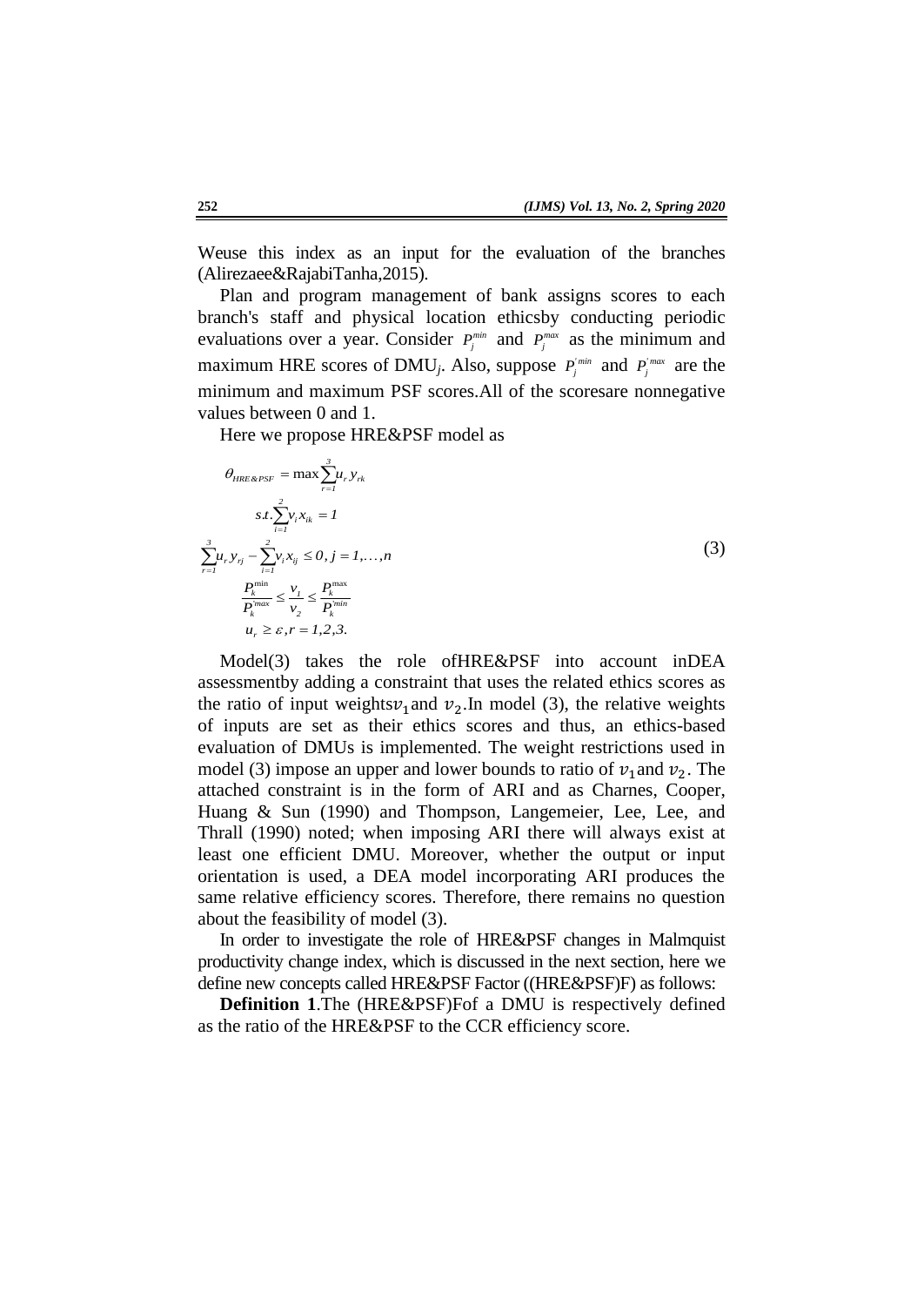Weuse this index as an input for the evaluation of the branches (Alirezaee&RajabiTanha,2015).

Plan and program management of bank assigns scores to each branch's staff and physical location ethicsby conducting periodic evaluations over a year. Consider $P_j^{min}$ and $P_j^{max}$ as the minimum and maximum HRE scores of DMU$_j$. Also, suppose $P_j^{'min}$ and $P_j^{'max}$ are the minimum and maximum PSF scores.All of the scoresare nonnegative values between 0 and 1.

Here we propose HRE&PSF model as

$$
\begin{aligned}
&\theta_{HRE\&PSF} = \max \sum_{r=1}^{3} u_r y_{rk} \\
&s.t. \sum_{i=1}^{2} v_i x_{ik} = 1 \\
&\sum_{r=1}^{3} u_r y_{rj} - \sum_{i=1}^{2} v_i x_{ij} \leq 0, \; j = 1, \ldots, n \\
&\frac{P_k^{\min}}{P_k^{'max}} \leq \frac{v_1}{v_2} \leq \frac{P_k^{\max}}{P_k^{'min}} \\
&u_r \geq \varepsilon, r = 1,2,3.
\end{aligned}
\tag{3}
$$

Model(3) takes the role ofHRE&PSF into account inDEA assessmentby adding a constraint that uses the related ethics scores as the ratio of input weights$v_1$and $v_2$.In model (3), the relative weights of inputs are set as their ethics scores and thus, an ethics-based evaluation of DMUs is implemented. The weight restrictions used in model (3) impose an upper and lower bounds to ratio of $v_1$and $v_2$. The attached constraint is in the form of ARI and as Charnes, Cooper, Huang & Sun (1990) and Thompson, Langemeier, Lee, Lee, and Thrall (1990) noted; when imposing ARI there will always exist at least one efficient DMU. Moreover, whether the output or input orientation is used, a DEA model incorporating ARI produces the same relative efficiency scores. Therefore, there remains no question about the feasibility of model (3).

In order to investigate the role of HRE&PSF changes in Malmquist productivity change index, which is discussed in the next section, here we define new concepts called HRE&PSF Factor ((HRE&PSF)F) as follows:

**Definition 1**.The (HRE&PSF)Fof a DMU is respectively defined as the ratio of the HRE&PSF to the CCR efficiency score.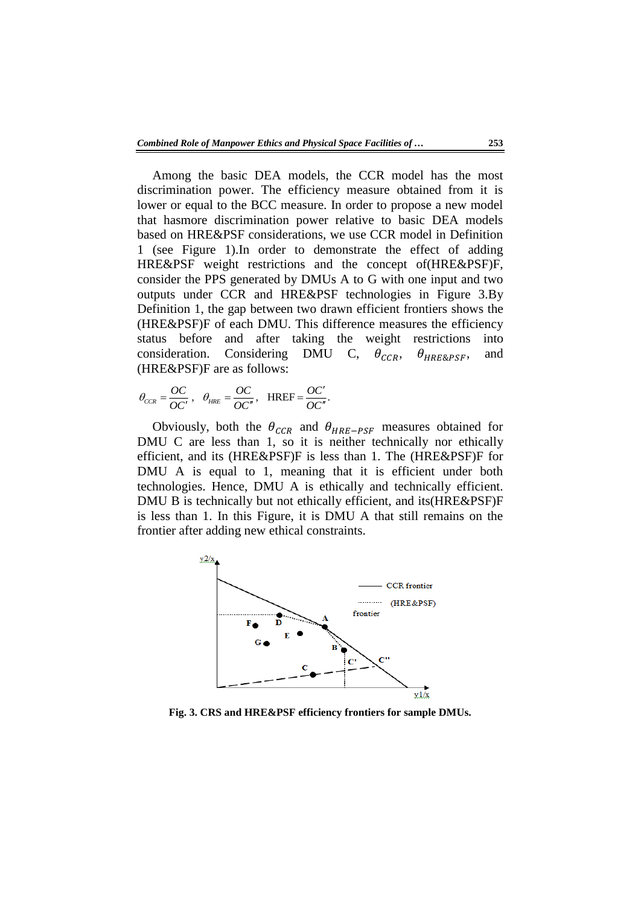Among the basic DEA models, the CCR model has the most discrimination power. The efficiency measure obtained from it is lower or equal to the BCC measure. In order to propose a new model that hasmore discrimination power relative to basic DEA models based on HRE&PSF considerations, we use CCR model in Definition 1 (see Figure 1).In order to demonstrate the effect of adding HRE&PSF weight restrictions and the concept of(HRE&PSF)F, consider the PPS generated by DMUs A to G with one input and two outputs under CCR and HRE&PSF technologies in Figure 3.By Definition 1, the gap between two drawn efficient frontiers shows the (HRE&PSF)F of each DMU. This difference measures the efficiency status before and after taking the weight restrictions into consideration. Considering DMU C, $\theta_{CCR}$, $\theta_{HRE\&PSF}$, and (HRE&PSF)F are as follows:

$$\theta_{CCR} = \frac{OC}{OC'}, \quad \theta_{HRE} = \frac{OC}{OC''}, \quad \text{HREF} = \frac{OC'}{OC''}.$$

Obviously, both the $\theta_{CCR}$ and $\theta_{HRE-PSF}$ measures obtained for DMU C are less than 1, so it is neither technically nor ethically efficient, and its (HRE&PSF)F is less than 1. The (HRE&PSF)F for DMU A is equal to 1, meaning that it is efficient under both technologies. Hence, DMU A is ethically and technically efficient. DMU B is technically but not ethically efficient, and its(HRE&PSF)F is less than 1. In this Figure, it is DMU A that still remains on the frontier after adding new ethical constraints.

**Fig. 3. CRS and HRE&PSF efficiency frontiers for sample DMUs.**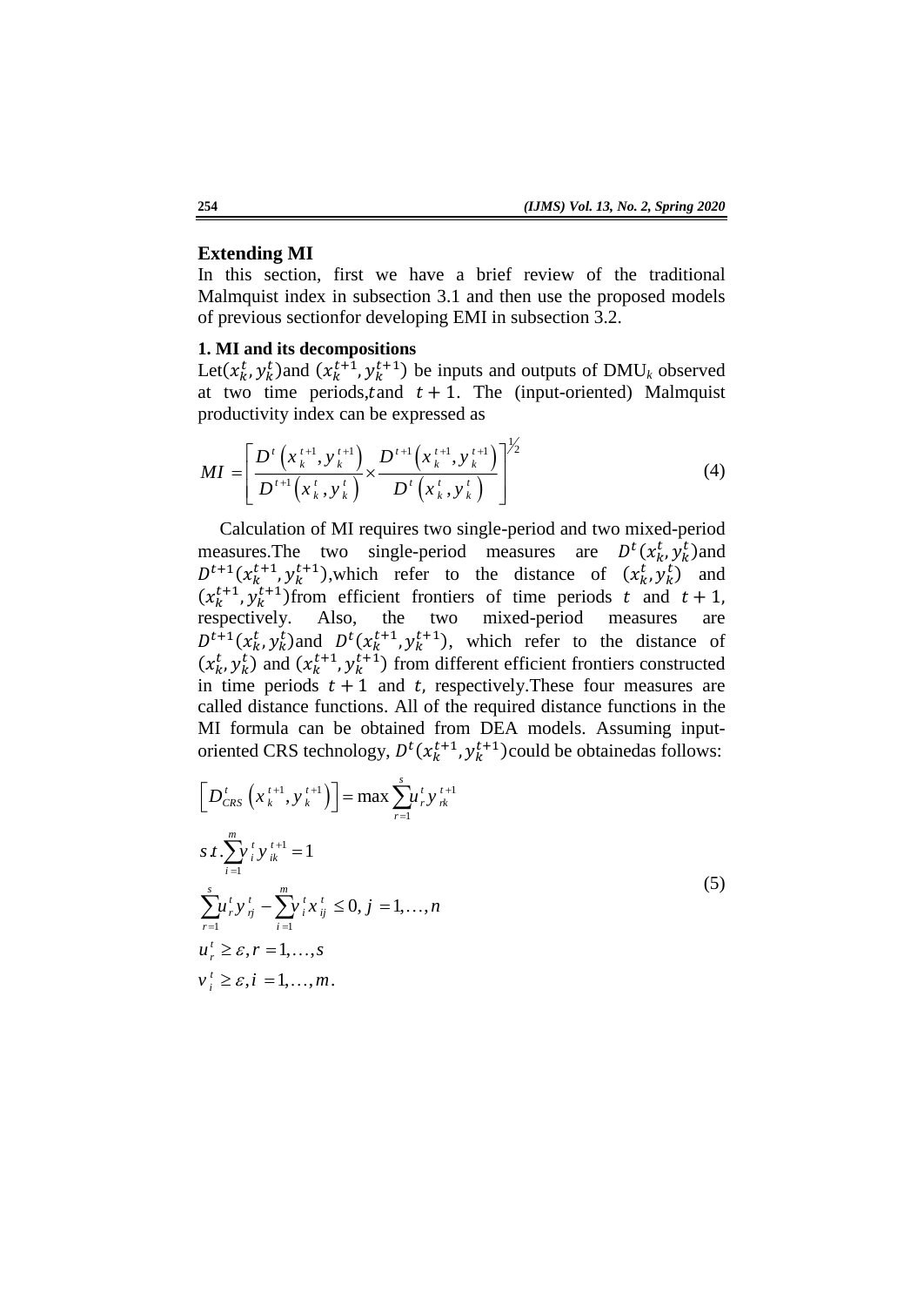## Extending MI

In this section, first we have a brief review of the traditional Malmquist index in subsection 3.1 and then use the proposed models of previous sectionfor developing EMI in subsection 3.2.

### 1. MI and its decompositions

Let$(x_k^t, y_k^t)$and $(x_k^{t+1}, y_k^{t+1})$ be inputs and outputs of DMU$_k$ observed at two time periods,$t$and $t+1$. The (input-oriented) Malmquist productivity index can be expressed as

$$MI = \left[ \frac{D^t\left(x_k^{t+1}, y_k^{t+1}\right)}{D^{t+1}\left(x_k^t, y_k^t\right)} \times \frac{D^{t+1}\left(x_k^{t+1}, y_k^{t+1}\right)}{D^t\left(x_k^t, y_k^t\right)} \right]^{1/2} \tag{4}$$

Calculation of MI requires two single-period and two mixed-period measures.The two single-period measures are $D^t(x_k^t, y_k^t)$and $D^{t+1}(x_k^{t+1}, y_k^{t+1})$,which refer to the distance of $(x_k^t, y_k^t)$ and $(x_k^{t+1}, y_k^{t+1})$from efficient frontiers of time periods $t$ and $t+1$, respectively. Also, the two mixed-period measures are $D^{t+1}(x_k^t, y_k^t)$and $D^t(x_k^{t+1}, y_k^{t+1})$, which refer to the distance of $(x_k^t, y_k^t)$ and $(x_k^{t+1}, y_k^{t+1})$ from different efficient frontiers constructed in time periods $t+1$ and $t$, respectively.These four measures are called distance functions. All of the required distance functions in the MI formula can be obtained from DEA models. Assuming input-oriented CRS technology, $D^t(x_k^{t+1}, y_k^{t+1})$could be obtainedas follows:

$$\begin{aligned}
&\left[ D_{CRS}^t\left(x_k^{t+1}, y_k^{t+1}\right) \right] = \max \sum_{r=1}^{s} u_r^t y_{rk}^{t+1} \\
&s.t. \sum_{i=1}^{m} v_i^t y_{ik}^{t+1} = 1 \\
&\sum_{r=1}^{s} u_r^t y_{rj}^t - \sum_{i=1}^{m} v_i^t x_{ij}^t \le 0, \; j = 1, \ldots, n \\
&u_r^t \ge \varepsilon, r = 1, \ldots, s \\
&v_i^t \ge \varepsilon, i = 1, \ldots, m.
\end{aligned} \tag{5}$$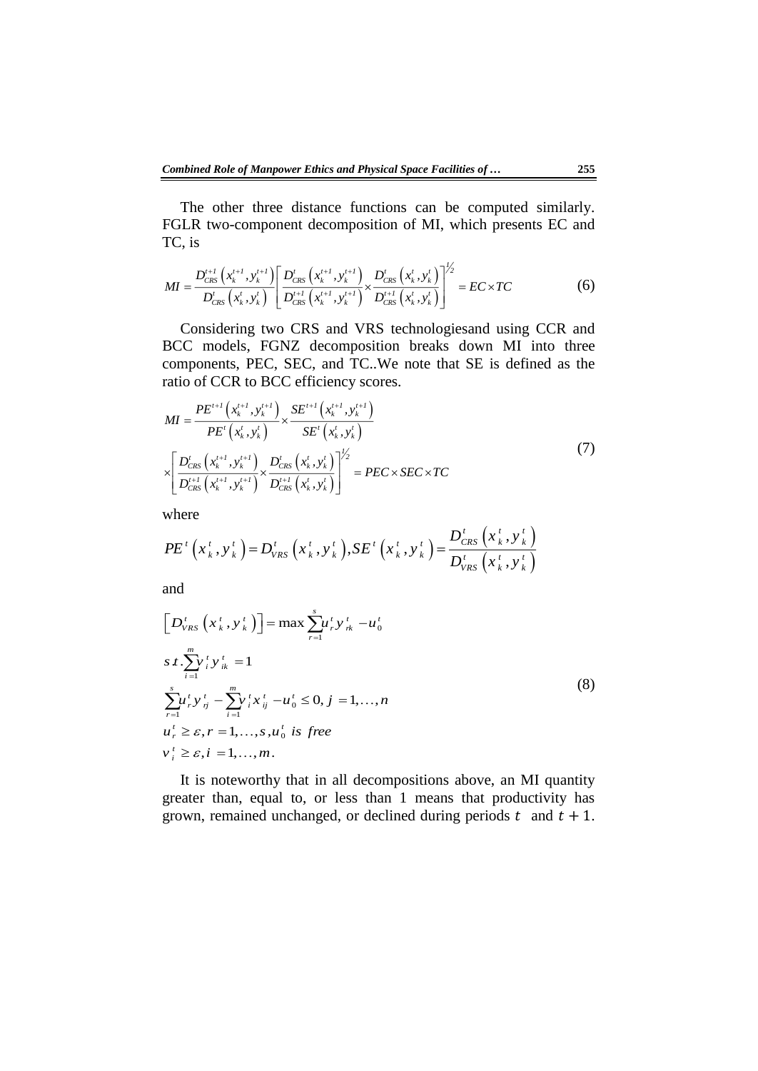The other three distance functions can be computed similarly. FGLR two-component decomposition of MI, which presents EC and TC, is

$$MI = \frac{D_{CRS}^{t+1}\left(x_k^{t+1}, y_k^{t+1}\right)}{D_{CRS}^{t}\left(x_k^{t}, y_k^{t}\right)} \left[ \frac{D_{CRS}^{t}\left(x_k^{t+1}, y_k^{t+1}\right)}{D_{CRS}^{t+1}\left(x_k^{t+1}, y_k^{t+1}\right)} \times \frac{D_{CRS}^{t}\left(x_k^{t}, y_k^{t}\right)}{D_{CRS}^{t+1}\left(x_k^{t}, y_k^{t}\right)} \right]^{1/2} = EC \times TC \tag{6}$$

Considering two CRS and VRS technologiesand using CCR and BCC models, FGNZ decomposition breaks down MI into three components, PEC, SEC, and TC..We note that SE is defined as the ratio of CCR to BCC efficiency scores.

$$\begin{aligned} MI &= \frac{PE^{t+1}\left(x_k^{t+1}, y_k^{t+1}\right)}{PE^{t}\left(x_k^{t}, y_k^{t}\right)} \times \frac{SE^{t+1}\left(x_k^{t+1}, y_k^{t+1}\right)}{SE^{t}\left(x_k^{t}, y_k^{t}\right)} \\ &\times \left[ \frac{D_{CRS}^{t}\left(x_k^{t+1}, y_k^{t+1}\right)}{D_{CRS}^{t+1}\left(x_k^{t+1}, y_k^{t+1}\right)} \times \frac{D_{CRS}^{t}\left(x_k^{t}, y_k^{t}\right)}{D_{CRS}^{t+1}\left(x_k^{t}, y_k^{t}\right)} \right]^{1/2} = PEC \times SEC \times TC \end{aligned} \tag{7}$$

where

$$PE^{t}\left(x_k^{t}, y_k^{t}\right) = D_{VRS}^{t}\left(x_k^{t}, y_k^{t}\right), SE^{t}\left(x_k^{t}, y_k^{t}\right) = \frac{D_{CRS}^{t}\left(x_k^{t}, y_k^{t}\right)}{D_{VRS}^{t}\left(x_k^{t}, y_k^{t}\right)}$$

and

$$\begin{aligned} &\left[ D_{VRS}^{t}\left(x_k^{t}, y_k^{t}\right) \right] = \max \sum_{r=1}^{s} u_r^t y_{rk}^t - u_0^t \\ &s.t. \sum_{i=1}^{m} v_i^t y_{ik}^t = 1 \\ &\sum_{r=1}^{s} u_r^t y_{rj}^t - \sum_{i=1}^{m} v_i^t x_{ij}^t - u_0^t \le 0, \; j = 1, \ldots, n \\ &u_r^t \ge \varepsilon, r = 1, \ldots, s, u_0^t \text{ is free} \\ &v_i^t \ge \varepsilon, i = 1, \ldots, m. \end{aligned} \tag{8}$$

It is noteworthy that in all decompositions above, an MI quantity greater than, equal to, or less than 1 means that productivity has grown, remained unchanged, or declined during periods $t$ and $t+1$.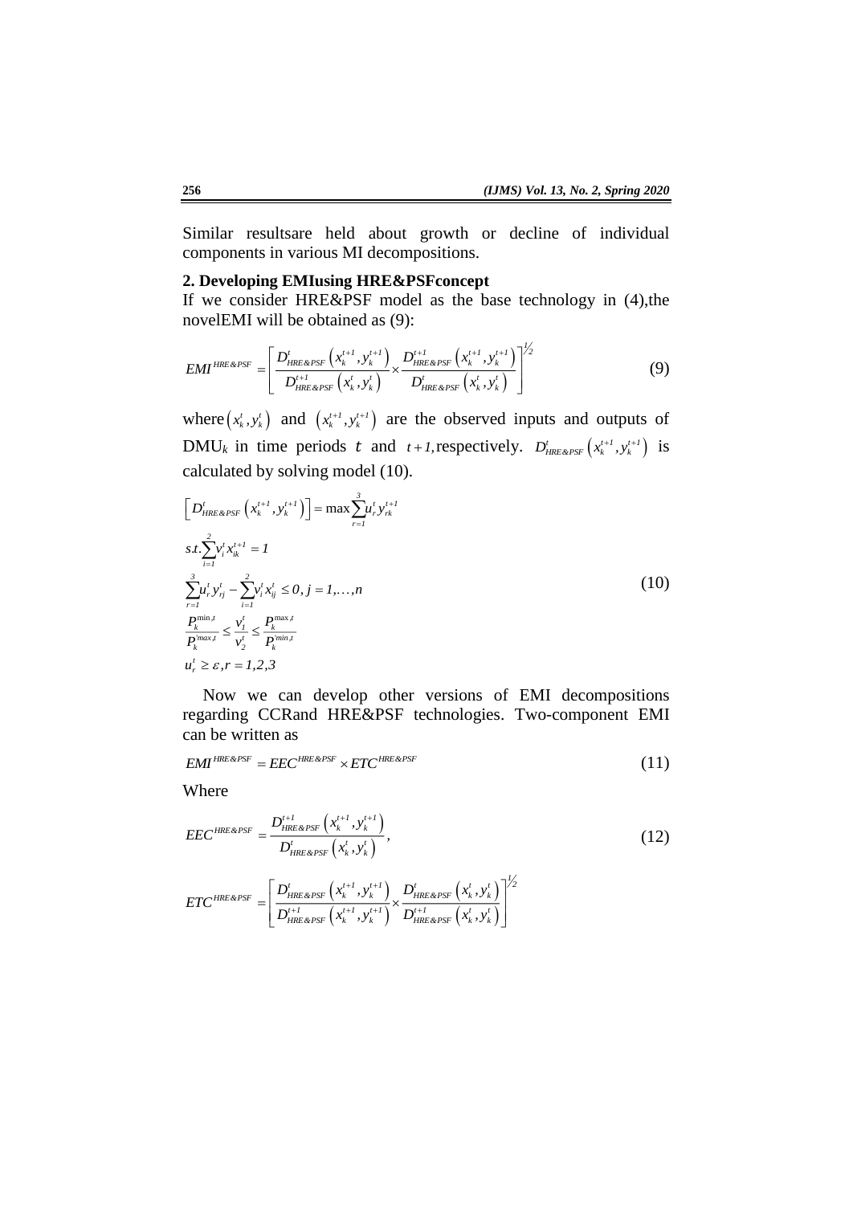Similar resultsare held about growth or decline of individual components in various MI decompositions.

### 2. Developing EMIusing HRE&PSFconcept

If we consider HRE&PSF model as the base technology in (4),the novelEMI will be obtained as (9):

$$EMI^{HRE\&PSF} = \left[ \frac{D^{t}_{HRE\&PSF}\left(x^{t+1}_{k}, y^{t+1}_{k}\right)}{D^{t+1}_{HRE\&PSF}\left(x^{t}_{k}, y^{t}_{k}\right)} \times \frac{D^{t+1}_{HRE\&PSF}\left(x^{t+1}_{k}, y^{t+1}_{k}\right)}{D^{t}_{HRE\&PSF}\left(x^{t}_{k}, y^{t}_{k}\right)} \right]^{1/2} \tag{9}$$

where $\left(x^{t}_{k}, y^{t}_{k}\right)$ and $\left(x^{t+1}_{k}, y^{t+1}_{k}\right)$ are the observed inputs and outputs of DMU$_k$ in time periods $t$ and $t+1$,respectively. $D^{t}_{HRE\&PSF}\left(x^{t+1}_{k}, y^{t+1}_{k}\right)$ is calculated by solving model (10).

$$\begin{aligned}
&\left[D^{t}_{HRE\&PSF}\left(x^{t+1}_{k}, y^{t+1}_{k}\right)\right] = \max \sum_{r=1}^{3} u^{t}_{r} y^{t+1}_{rk} \\
&s.t. \sum_{i=1}^{2} v^{t}_{i} x^{t+1}_{ik} = 1 \\
&\sum_{r=1}^{3} u^{t}_{r} y^{t}_{rj} - \sum_{i=1}^{2} v^{t}_{i} x^{t}_{ij} \leq 0, \; j = 1,\ldots,n \\
&\frac{P^{\min,t}_{k}}{P'^{\max,t}_{k}} \leq \frac{v^{t}_{1}}{v^{t}_{2}} \leq \frac{P^{\max,t}_{k}}{P'^{\min,t}_{k}} \\
&u^{t}_{r} \geq \varepsilon, r = 1,2,3
\end{aligned} \tag{10}$$

Now we can develop other versions of EMI decompositions regarding CCRand HRE&PSF technologies. Two-component EMI can be written as

$$EMI^{HRE\&PSF} = EEC^{HRE\&PSF} \times ETC^{HRE\&PSF} \tag{11}$$

Where

$$EEC^{HRE\&PSF} = \frac{D^{t+1}_{HRE\&PSF}\left(x^{t+1}_{k}, y^{t+1}_{k}\right)}{D^{t}_{HRE\&PSF}\left(x^{t}_{k}, y^{t}_{k}\right)}, \tag{12}$$

$$ETC^{HRE\&PSF} = \left[ \frac{D^{t}_{HRE\&PSF}\left(x^{t+1}_{k}, y^{t+1}_{k}\right)}{D^{t+1}_{HRE\&PSF}\left(x^{t+1}_{k}, y^{t+1}_{k}\right)} \times \frac{D^{t}_{HRE\&PSF}\left(x^{t}_{k}, y^{t}_{k}\right)}{D^{t+1}_{HRE\&PSF}\left(x^{t}_{k}, y^{t}_{k}\right)} \right]^{1/2}$$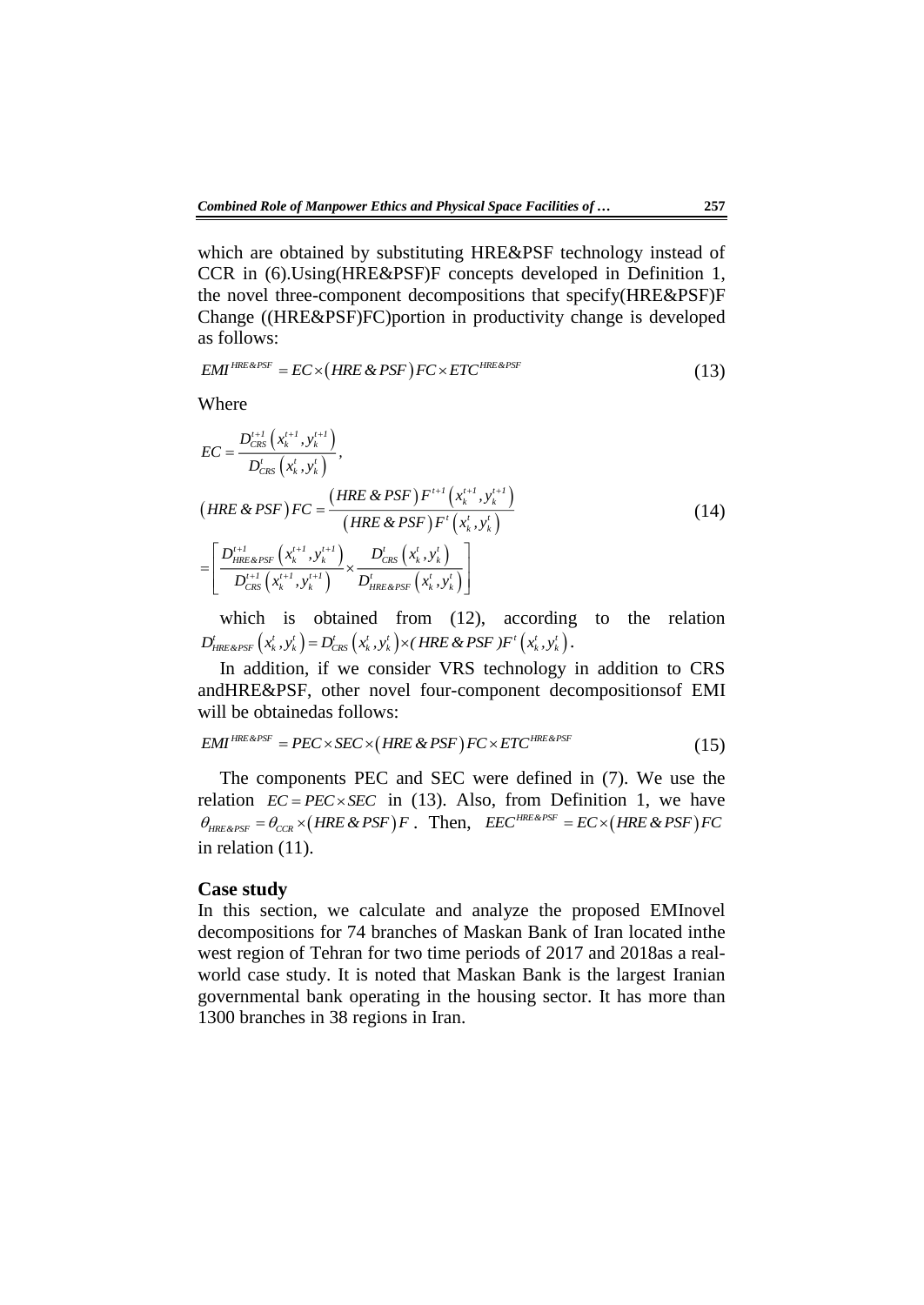which are obtained by substituting HRE&PSF technology instead of CCR in (6).Using(HRE&PSF)F concepts developed in Definition 1, the novel three-component decompositions that specify(HRE&PSF)F Change ((HRE&PSF)FC)portion in productivity change is developed as follows:

$$EMI^{HRE\&PSF} = EC \times \left(HRE\,\&\,PSF\right)FC \times ETC^{HRE\&PSF} \tag{13}$$

Where

$$EC = \frac{D^{t+1}_{CRS}\left(x^{t+1}_k, y^{t+1}_k\right)}{D^{t}_{CRS}\left(x^{t}_k, y^{t}_k\right)},$$

$$\left(HRE\,\&\,PSF\right)FC = \frac{\left(HRE\,\&\,PSF\right)F^{t+1}\left(x^{t+1}_k, y^{t+1}_k\right)}{\left(HRE\,\&\,PSF\right)F^{t}\left(x^{t}_k, y^{t}_k\right)} \tag{14}$$

$$= \left[\frac{D^{t+1}_{HRE\&PSF}\left(x^{t+1}_k, y^{t+1}_k\right)}{D^{t+1}_{CRS}\left(x^{t+1}_k, y^{t+1}_k\right)} \times \frac{D^{t}_{CRS}\left(x^{t}_k, y^{t}_k\right)}{D^{t}_{HRE\&PSF}\left(x^{t}_k, y^{t}_k\right)}\right]$$

which is obtained from (12), according to the relation $D^{t}_{HRE\&PSF}\left(x^{t}_k, y^{t}_k\right) = D^{t}_{CRS}\left(x^{t}_k, y^{t}_k\right) \times (HRE\,\&\,PSF)F^{t}\left(x^{t}_k, y^{t}_k\right)$.

In addition, if we consider VRS technology in addition to CRS andHRE&PSF, other novel four-component decompositionsof EMI will be obtainedas follows:

$$EMI^{HRE\&PSF} = PEC \times SEC \times \left(HRE\,\&\,PSF\right)FC \times ETC^{HRE\&PSF} \tag{15}$$

The components PEC and SEC were defined in (7). We use the relation $EC = PEC \times SEC$ in (13). Also, from Definition 1, we have $\theta_{HRE\&PSF} = \theta_{CCR} \times \left(HRE\,\&\,PSF\right)F$. Then, $EEC^{HRE\&PSF} = EC \times \left(HRE\,\&\,PSF\right)FC$ in relation (11).

## Case study

In this section, we calculate and analyze the proposed EMInovel decompositions for 74 branches of Maskan Bank of Iran located inthe west region of Tehran for two time periods of 2017 and 2018as a real-world case study. It is noted that Maskan Bank is the largest Iranian governmental bank operating in the housing sector. It has more than 1300 branches in 38 regions in Iran.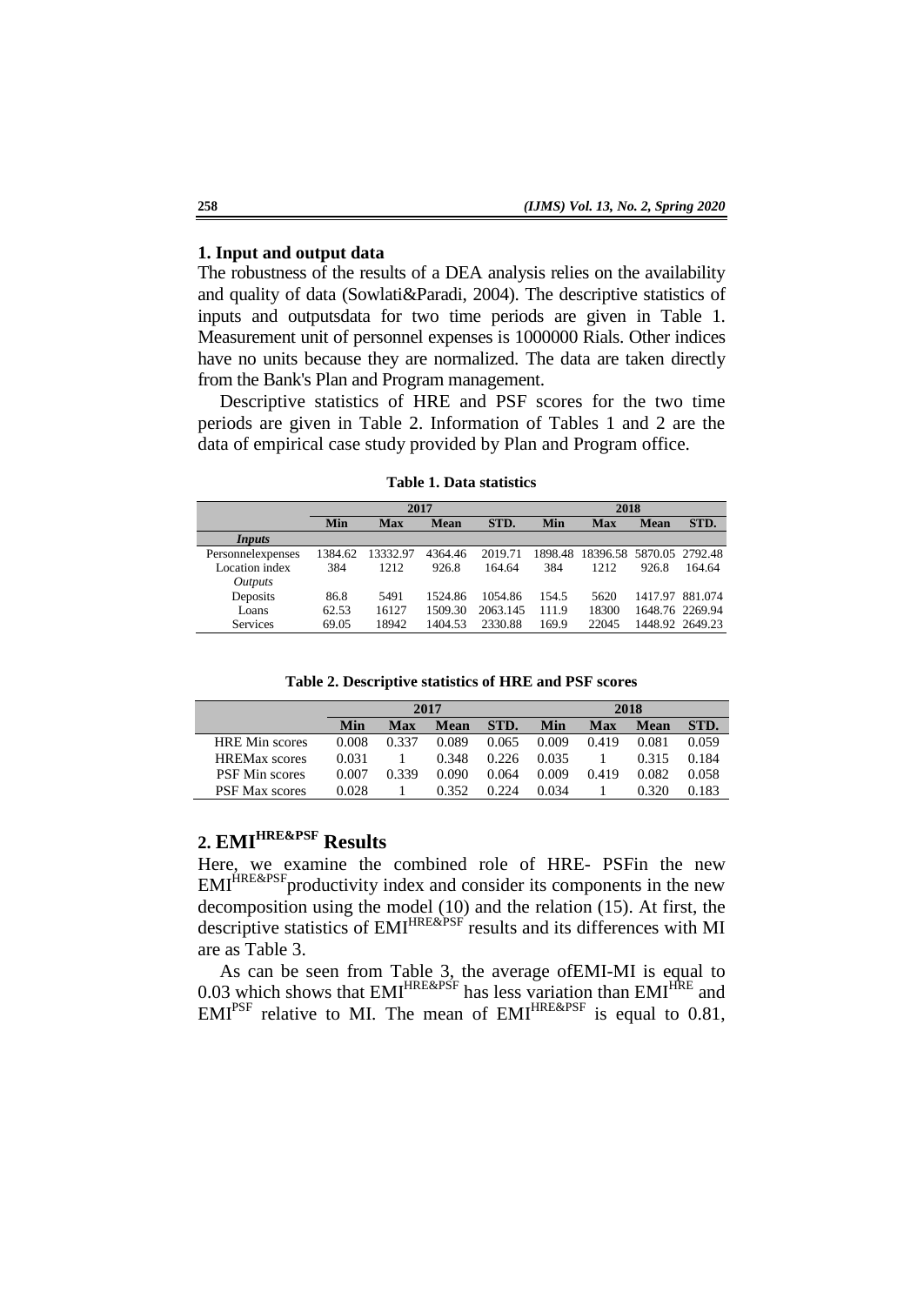### 1. Input and output data

The robustness of the results of a DEA analysis relies on the availability and quality of data (Sowlati&Paradi, 2004). The descriptive statistics of inputs and outputsdata for two time periods are given in Table 1. Measurement unit of personnel expenses is 1000000 Rials. Other indices have no units because they are normalized. The data are taken directly from the Bank's Plan and Program management.

Descriptive statistics of HRE and PSF scores for the two time periods are given in Table 2. Information of Tables 1 and 2 are the data of empirical case study provided by Plan and Program office.

**Table 1. Data statistics**

| | 2017 | | | | 2018 | | | |
|---|---|---|---|---|---|---|---|---|
| | **Min** | **Max** | **Mean** | **STD.** | **Min** | **Max** | **Mean** | **STD.** |
| ***Inputs*** | | | | | | | | |
| Personnelexpenses | 1384.62 | 13332.97 | 4364.46 | 2019.71 | 1898.48 | 18396.58 | 5870.05 | 2792.48 |
| Location index | 384 | 1212 | 926.8 | 164.64 | 384 | 1212 | 926.8 | 164.64 |
| *Outputs* | | | | | | | | |
| Deposits | 86.8 | 5491 | 1524.86 | 1054.86 | 154.5 | 5620 | 1417.97 | 881.074 |
| Loans | 62.53 | 16127 | 1509.30 | 2063.145 | 111.9 | 18300 | 1648.76 | 2269.94 |
| Services | 69.05 | 18942 | 1404.53 | 2330.88 | 169.9 | 22045 | 1448.92 | 2649.23 |

**Table 2. Descriptive statistics of HRE and PSF scores**

| | 2017 | | | | 2018 | | | |
|---|---|---|---|---|---|---|---|---|
| | **Min** | **Max** | **Mean** | **STD.** | **Min** | **Max** | **Mean** | **STD.** |
| HRE Min scores | 0.008 | 0.337 | 0.089 | 0.065 | 0.009 | 0.419 | 0.081 | 0.059 |
| HREMax scores | 0.031 | 1 | 0.348 | 0.226 | 0.035 | 1 | 0.315 | 0.184 |
| PSF Min scores | 0.007 | 0.339 | 0.090 | 0.064 | 0.009 | 0.419 | 0.082 | 0.058 |
| PSF Max scores | 0.028 | 1 | 0.352 | 0.224 | 0.034 | 1 | 0.320 | 0.183 |

## 2. $EMI^{HRE\&PSF}$ Results

Here, we examine the combined role of HRE- PSFin the new $EMI^{HRE\&PSF}$productivity index and consider its components in the new decomposition using the model (10) and the relation (15). At first, the descriptive statistics of $EMI^{HRE\&PSF}$ results and its differences with MI are as Table 3.

As can be seen from Table 3, the average ofEMI-MI is equal to 0.03 which shows that $EMI^{HRE\&PSF}$ has less variation than $EMI^{HRE}$ and $EMI^{PSF}$ relative to MI. The mean of $EMI^{HRE\&PSF}$ is equal to 0.81,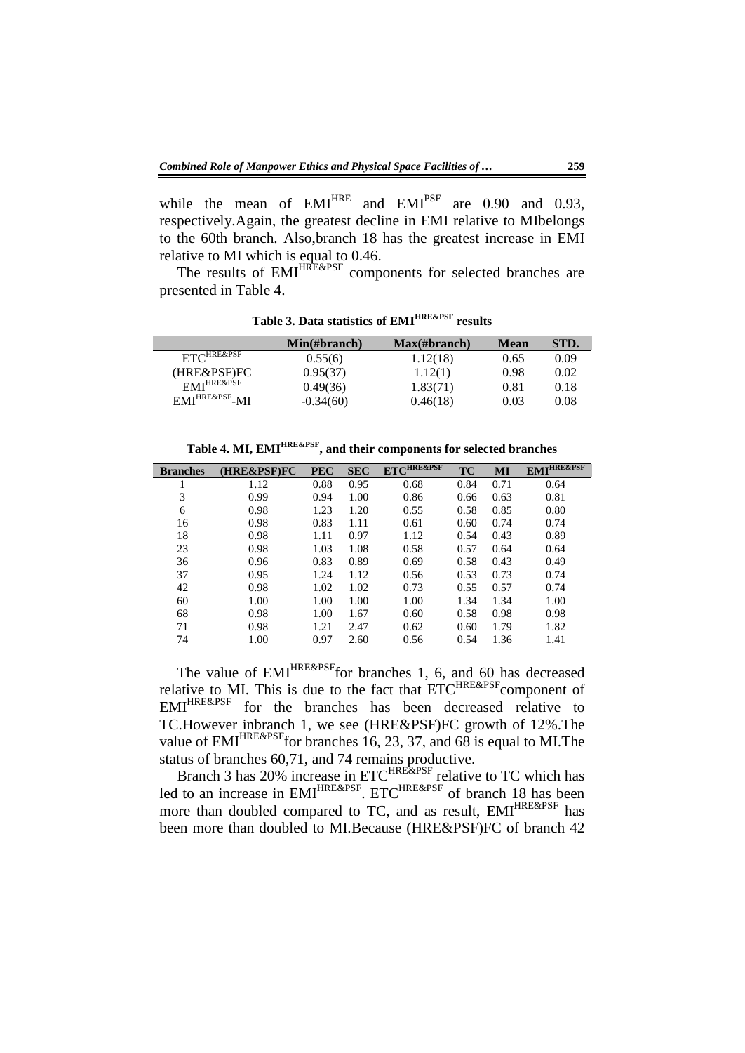while the mean of $EMI^{HRE}$ and $EMI^{PSF}$ are 0.90 and 0.93, respectively.Again, the greatest decline in EMI relative to MIbelongs to the 60th branch. Also,branch 18 has the greatest increase in EMI relative to MI which is equal to 0.46.

The results of $EMI^{HRE\&PSF}$ components for selected branches are presented in Table 4.

**Table 3. Data statistics of $EMI^{HRE\&PSF}$ results**

| | Min(#branch) | Max(#branch) | Mean | STD. |
|---|---|---|---|---|
| $ETC^{HRE\&PSF}$ | 0.55(6) | 1.12(18) | 0.65 | 0.09 |
| (HRE&PSF)FC | 0.95(37) | 1.12(1) | 0.98 | 0.02 |
| $EMI^{HRE\&PSF}$ | 0.49(36) | 1.83(71) | 0.81 | 0.18 |
| $EMI^{HRE\&PSF}$-MI | -0.34(60) | 0.46(18) | 0.03 | 0.08 |

**Table 4. MI, $EMI^{HRE\&PSF}$, and their components for selected branches**

| Branches | (HRE&PSF)FC | PEC | SEC | $ETC^{HRE\&PSF}$ | TC | MI | $EMI^{HRE\&PSF}$ |
|---|---|---|---|---|---|---|---|
| 1 | 1.12 | 0.88 | 0.95 | 0.68 | 0.84 | 0.71 | 0.64 |
| 3 | 0.99 | 0.94 | 1.00 | 0.86 | 0.66 | 0.63 | 0.81 |
| 6 | 0.98 | 1.23 | 1.20 | 0.55 | 0.58 | 0.85 | 0.80 |
| 16 | 0.98 | 0.83 | 1.11 | 0.61 | 0.60 | 0.74 | 0.74 |
| 18 | 0.98 | 1.11 | 0.97 | 1.12 | 0.54 | 0.43 | 0.89 |
| 23 | 0.98 | 1.03 | 1.08 | 0.58 | 0.57 | 0.64 | 0.64 |
| 36 | 0.96 | 0.83 | 0.89 | 0.69 | 0.58 | 0.43 | 0.49 |
| 37 | 0.95 | 1.24 | 1.12 | 0.56 | 0.53 | 0.73 | 0.74 |
| 42 | 0.98 | 1.02 | 1.02 | 0.73 | 0.55 | 0.57 | 0.74 |
| 60 | 1.00 | 1.00 | 1.00 | 1.00 | 1.34 | 1.34 | 1.00 |
| 68 | 0.98 | 1.00 | 1.67 | 0.60 | 0.58 | 0.98 | 0.98 |
| 71 | 0.98 | 1.21 | 2.47 | 0.62 | 0.60 | 1.79 | 1.82 |
| 74 | 1.00 | 0.97 | 2.60 | 0.56 | 0.54 | 1.36 | 1.41 |

The value of $EMI^{HRE\&PSF}$for branches 1, 6, and 60 has decreased relative to MI. This is due to the fact that $ETC^{HRE\&PSF}$component of $EMI^{HRE\&PSF}$ for the branches has been decreased relative to TC.However inbranch 1, we see (HRE&PSF)FC growth of 12%.The value of $EMI^{HRE\&PSF}$for branches 16, 23, 37, and 68 is equal to MI.The status of branches 60,71, and 74 remains productive.

Branch 3 has 20% increase in $ETC^{HRE\&PSF}$ relative to TC which has led to an increase in $EMI^{HRE\&PSF}$. $ETC^{HRE\&PSF}$ of branch 18 has been more than doubled compared to TC, and as result, $EMI^{HRE\&PSF}$ has been more than doubled to MI.Because (HRE&PSF)FC of branch 42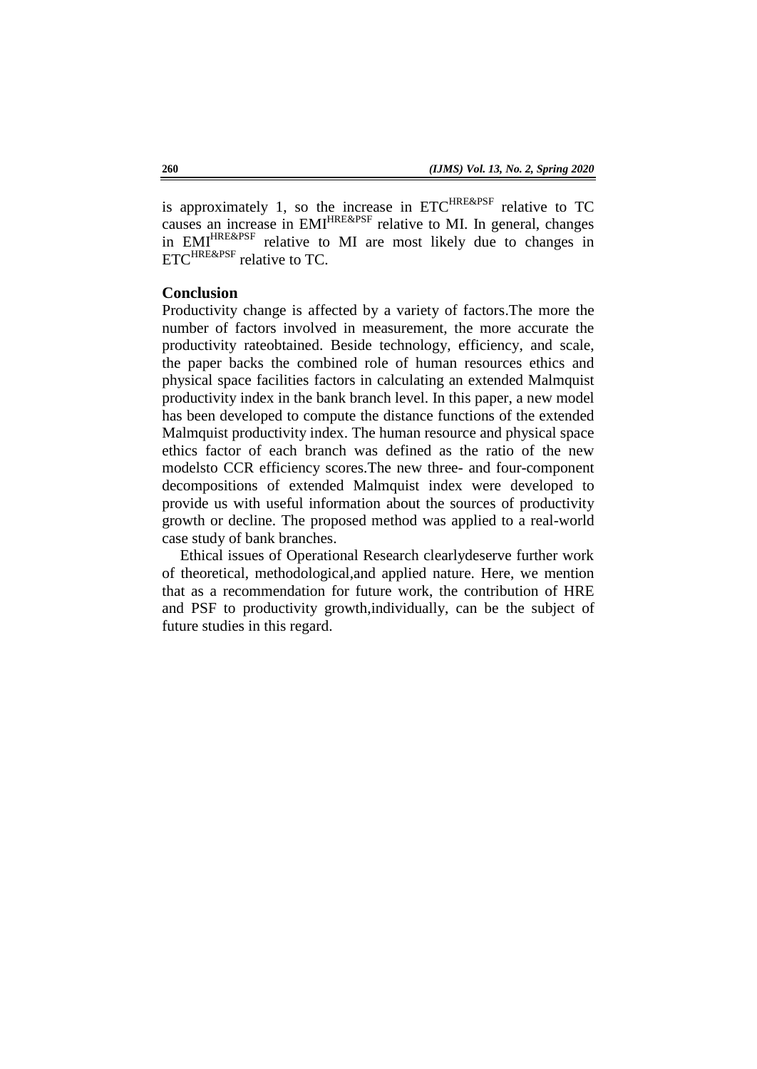is approximately 1, so the increase in $ETC^{HRE\&PSF}$ relative to TC causes an increase in $EMI^{HRE\&PSF}$ relative to MI. In general, changes in $EMI^{HRE\&PSF}$ relative to MI are most likely due to changes in $ETC^{HRE\&PSF}$ relative to TC.

## Conclusion

Productivity change is affected by a variety of factors.The more the number of factors involved in measurement, the more accurate the productivity rateobtained. Beside technology, efficiency, and scale, the paper backs the combined role of human resources ethics and physical space facilities factors in calculating an extended Malmquist productivity index in the bank branch level. In this paper, a new model has been developed to compute the distance functions of the extended Malmquist productivity index. The human resource and physical space ethics factor of each branch was defined as the ratio of the new modelsto CCR efficiency scores.The new three- and four-component decompositions of extended Malmquist index were developed to provide us with useful information about the sources of productivity growth or decline. The proposed method was applied to a real-world case study of bank branches.

Ethical issues of Operational Research clearlydeserve further work of theoretical, methodological,and applied nature. Here, we mention that as a recommendation for future work, the contribution of HRE and PSF to productivity growth,individually, can be the subject of future studies in this regard.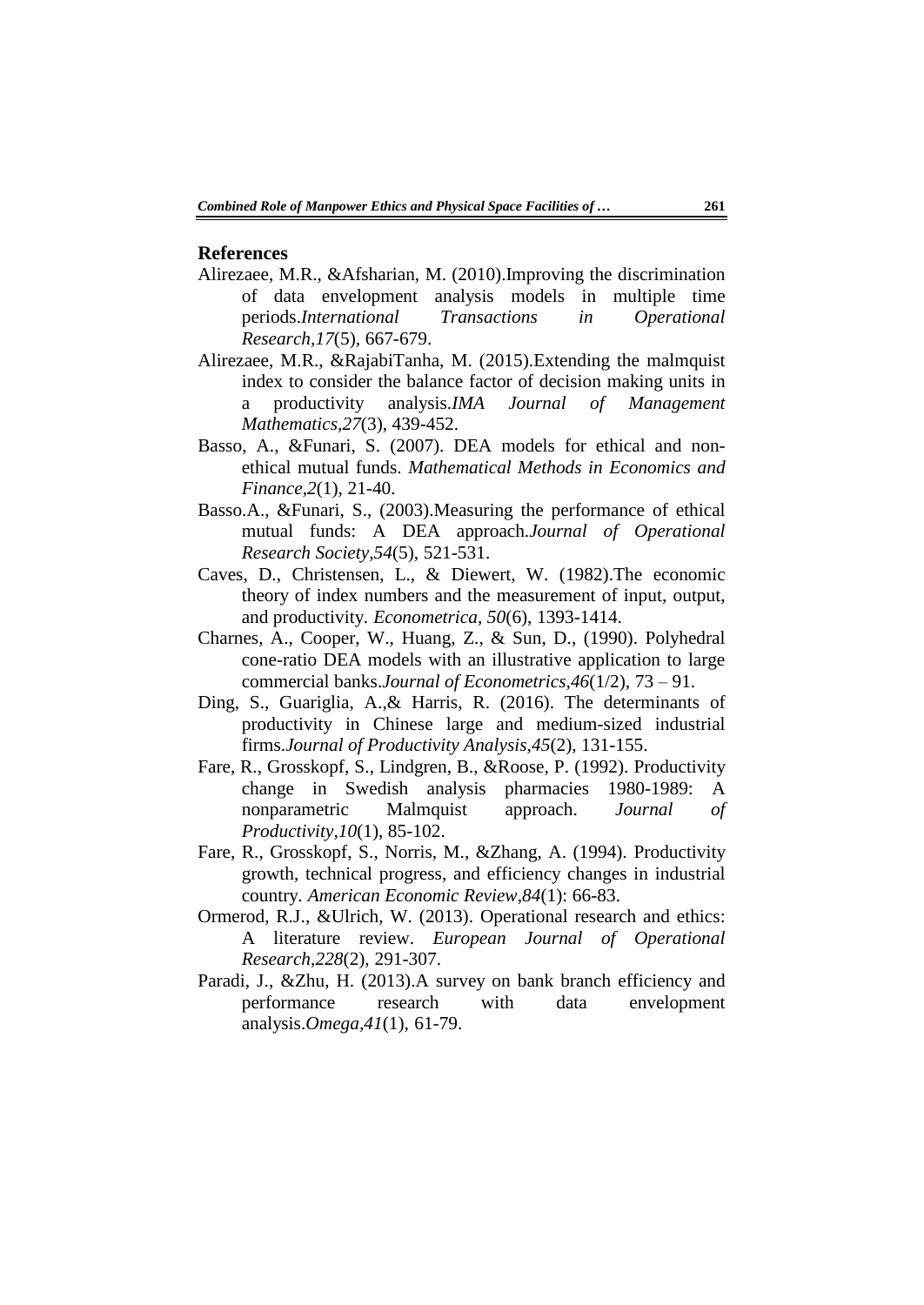## References

Alirezaee, M.R., &Afsharian, M. (2010).Improving the discrimination of data envelopment analysis models in multiple time periods.*International Transactions in Operational Research,17*(5), 667-679.

Alirezaee, M.R., &RajabiTanha, M. (2015).Extending the malmquist index to consider the balance factor of decision making units in a productivity analysis.*IMA Journal of Management Mathematics,27*(3), 439-452.

Basso, A., &Funari, S. (2007). DEA models for ethical and non-ethical mutual funds. *Mathematical Methods in Economics and Finance,2*(1), 21-40.

Basso.A., &Funari, S., (2003).Measuring the performance of ethical mutual funds: A DEA approach.*Journal of Operational Research Society,54*(5), 521-531.

Caves, D., Christensen, L., & Diewert, W. (1982).The economic theory of index numbers and the measurement of input, output, and productivity. *Econometrica, 50*(6), 1393-1414.

Charnes, A., Cooper, W., Huang, Z., & Sun, D., (1990). Polyhedral cone-ratio DEA models with an illustrative application to large commercial banks.*Journal of Econometrics,46*(1/2), 73 – 91.

Ding, S., Guariglia, A.,& Harris, R. (2016). The determinants of productivity in Chinese large and medium-sized industrial firms.*Journal of Productivity Analysis,45*(2), 131-155.

Fare, R., Grosskopf, S., Lindgren, B., &Roose, P. (1992). Productivity change in Swedish analysis pharmacies 1980-1989: A nonparametric Malmquist approach. *Journal of Productivity,10*(1), 85-102.

Fare, R., Grosskopf, S., Norris, M., &Zhang, A. (1994). Productivity growth, technical progress, and efficiency changes in industrial country. *American Economic Review,84*(1): 66-83.

Ormerod, R.J., &Ulrich, W. (2013). Operational research and ethics: A literature review. *European Journal of Operational Research,228*(2), 291-307.

Paradi, J., &Zhu, H. (2013).A survey on bank branch efficiency and performance research with data envelopment analysis.*Omega,41*(1), 61-79.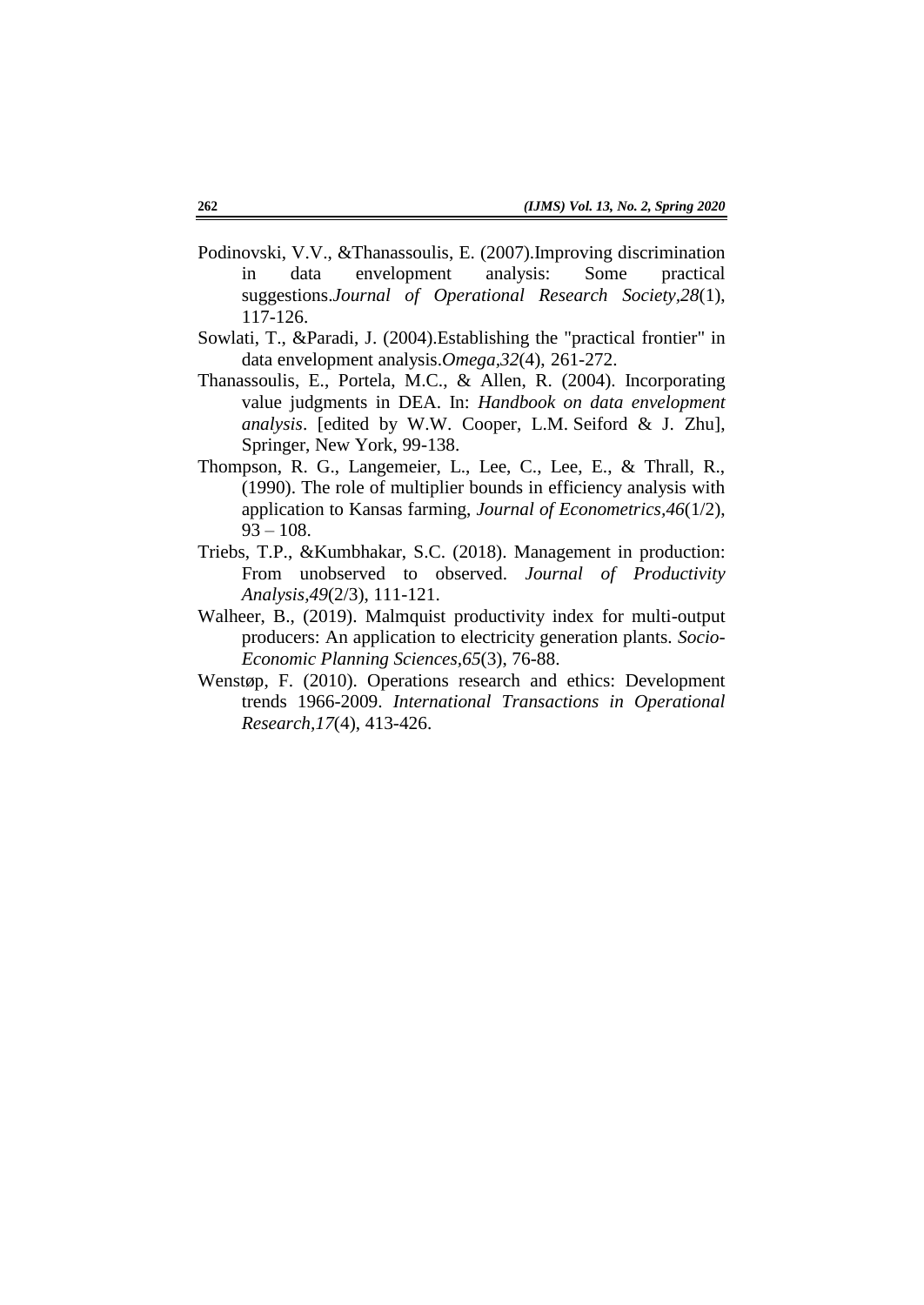Podinovski, V.V., &Thanassoulis, E. (2007).Improving discrimination in data envelopment analysis: Some practical suggestions.*Journal of Operational Research Society*,*28*(1), 117-126.

Sowlati, T., &Paradi, J. (2004).Establishing the "practical frontier" in data envelopment analysis.*Omega*,*32*(4), 261-272.

Thanassoulis, E., Portela, M.C., & Allen, R. (2004). Incorporating value judgments in DEA. In: *Handbook on data envelopment analysis*. [edited by W.W. Cooper, L.M. Seiford & J. Zhu], Springer, New York, 99-138.

Thompson, R. G., Langemeier, L., Lee, C., Lee, E., & Thrall, R., (1990). The role of multiplier bounds in efficiency analysis with application to Kansas farming, *Journal of Econometrics*,*46*(1/2), 93 – 108.

Triebs, T.P., &Kumbhakar, S.C. (2018). Management in production: From unobserved to observed. *Journal of Productivity Analysis*,*49*(2/3), 111-121.

Walheer, B., (2019). Malmquist productivity index for multi-output producers: An application to electricity generation plants. *Socio-Economic Planning Sciences*,*65*(3), 76-88.

Wenstøp, F. (2010). Operations research and ethics: Development trends 1966-2009. *International Transactions in Operational Research*,*17*(4), 413-426.